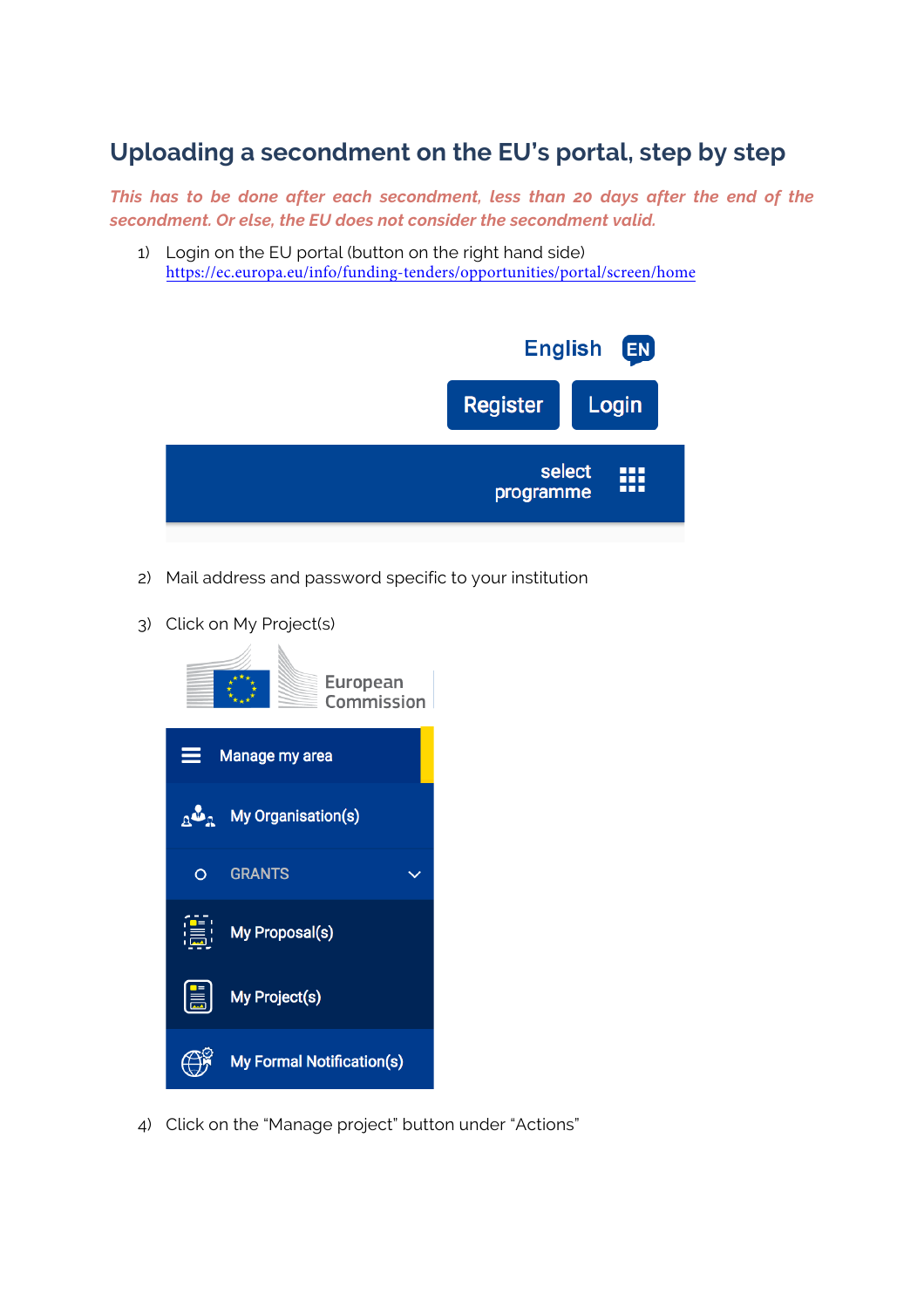# Uploading a secondment on the EU's portal, step by step

***This has to be done after each secondment, less than 20 days after the end of the secondment. Or else, the EU does not consider the secondment valid.***

1) Login on the EU portal (button on the right hand side)
   https://ec.europa.eu/info/funding-tenders/opportunities/portal/screen/home

English EN

Register Login

select programme

2) Mail address and password specific to your institution

3) Click on My Project(s)

European Commission

Manage my area

My Organisation(s)

GRANTS

My Proposal(s)

My Project(s)

My Formal Notification(s)

4) Click on the "Manage project" button under "Actions"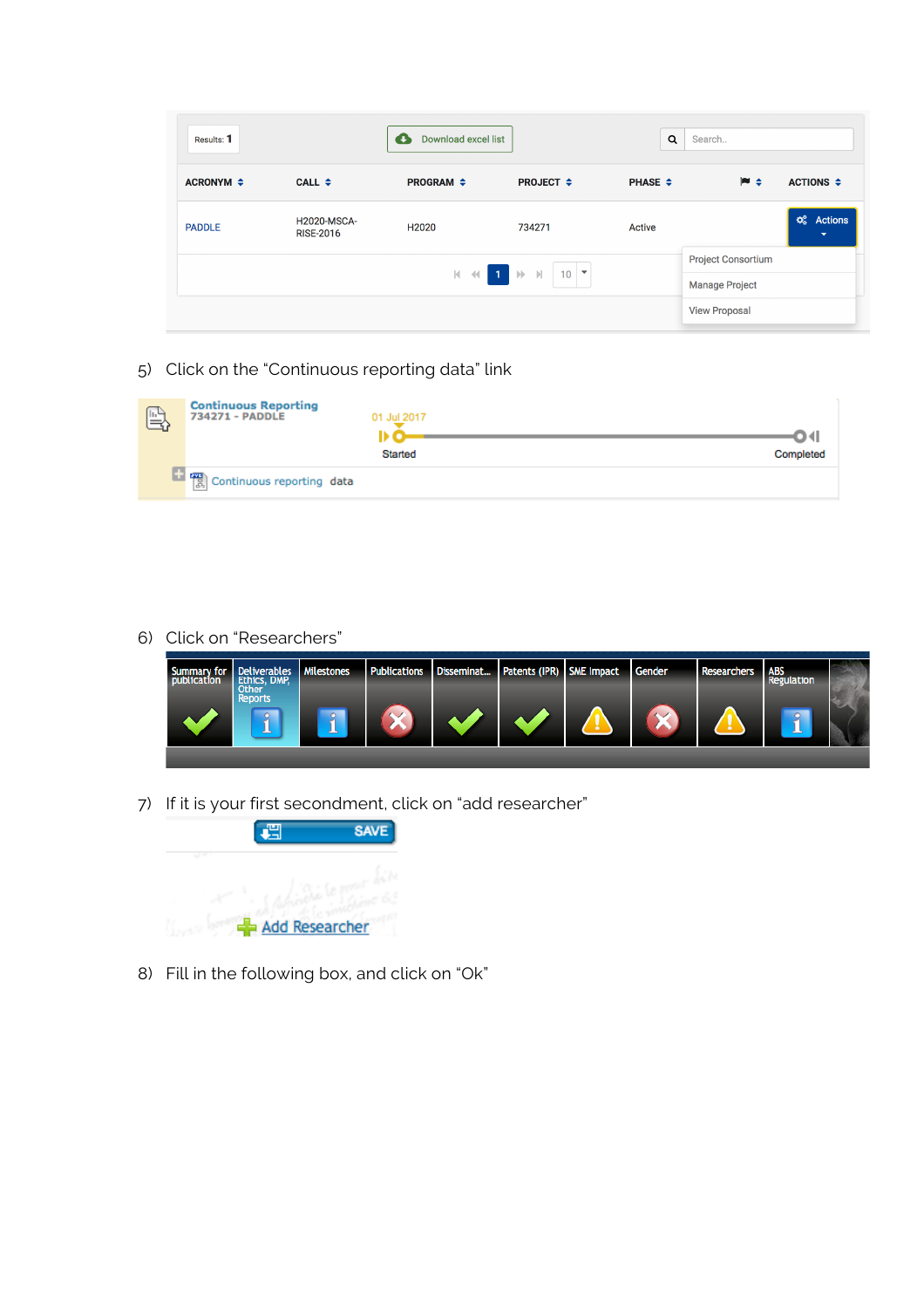5) Click on the “Continuous reporting data” link

6) Click on “Researchers”

7) If it is your first secondment, click on “add researcher”

8) Fill in the following box, and click on “Ok”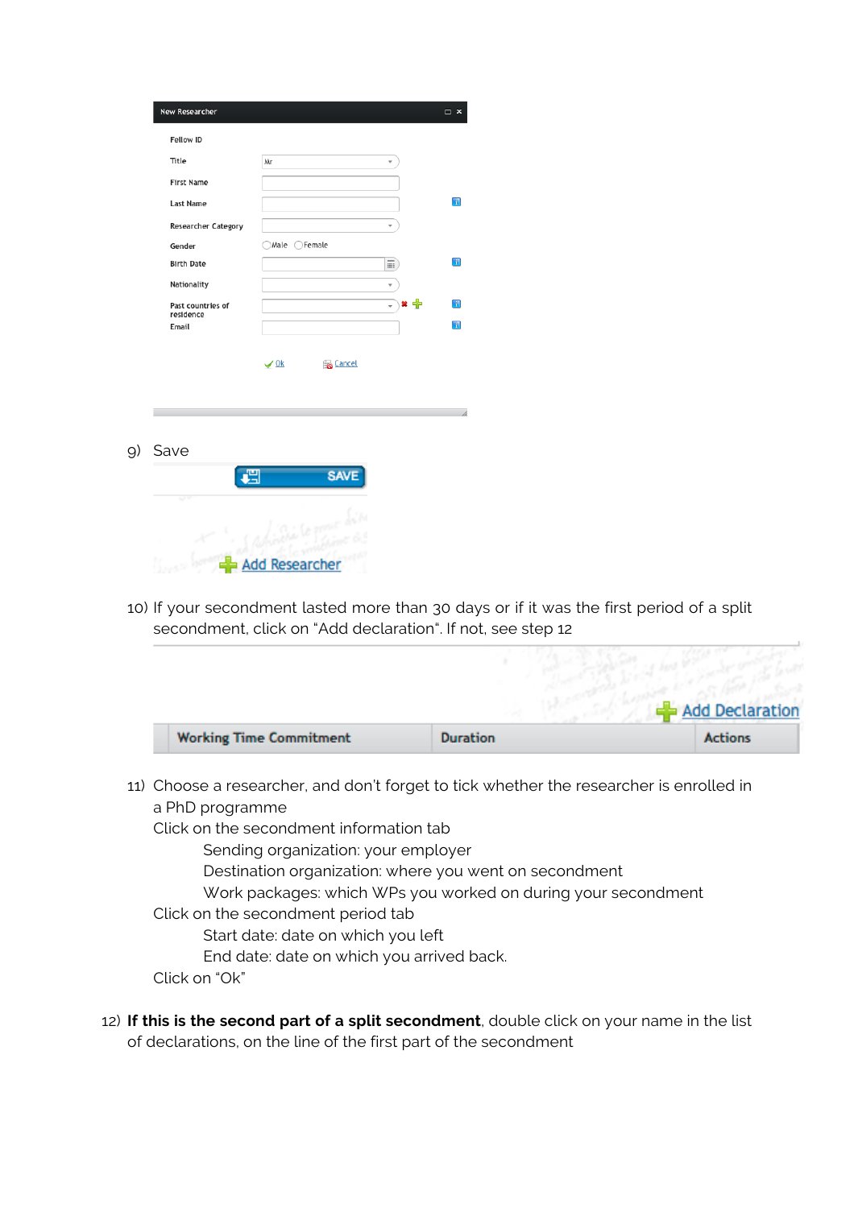New Researcher

| | |
|---|---|
| Fellow ID | |
| Title | Mr |
| First Name | |
| Last Name | |
| Researcher Category | |
| Gender | Male Female |
| Birth Date | |
| Nationality | |
| Past countries of residence | |
| Email | |

Ok Cancel

9) Save

SAVE

Add Researcher

10) If your secondment lasted more than 30 days or if it was the first period of a split secondment, click on "Add declaration". If not, see step 12

Add Declaration

| Working Time Commitment | Duration | Actions |
|---|---|---|

11) Choose a researcher, and don't forget to tick whether the researcher is enrolled in a PhD programme
    Click on the secondment information tab
        Sending organization: your employer
        Destination organization: where you went on secondment
        Work packages: which WPs you worked on during your secondment
    Click on the secondment period tab
        Start date: date on which you left
        End date: date on which you arrived back.
    Click on "Ok"

12) **If this is the second part of a split secondment**, double click on your name in the list of declarations, on the line of the first part of the secondment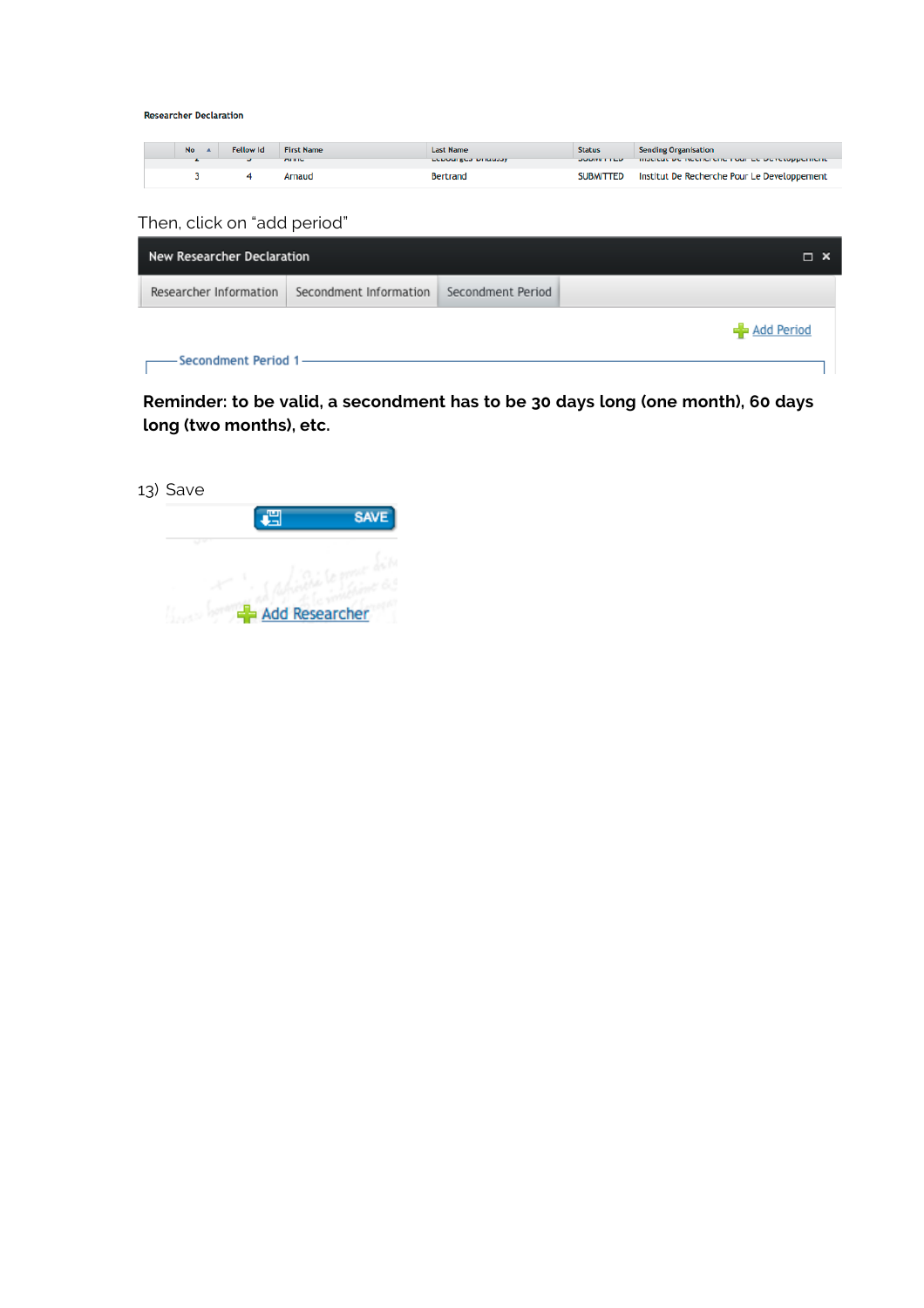Researcher Declaration

| No | Fellow Id | First Name | Last Name | Status | Sending Organisation |
|---|---|---|---|---|---|
| 3 | 4 | Arnaud | Bertrand | SUBMITTED | Institut De Recherche Pour Le Developpement |

Then, click on "add period"

New Researcher Declaration

Researcher Information | Secondment Information | Secondment Period

Add Period

Secondment Period 1

**Reminder: to be valid, a secondment has to be 30 days long (one month), 60 days long (two months), etc.**

13) Save

SAVE

Add Researcher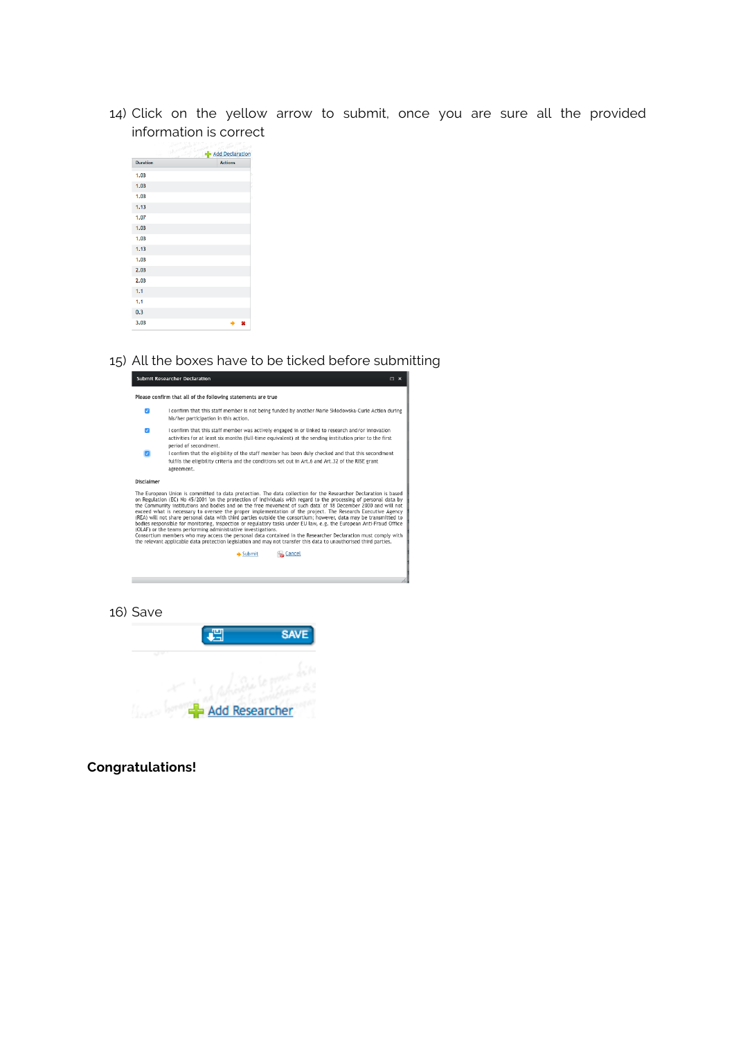14) Click on the yellow arrow to submit, once you are sure all the provided information is correct

15) All the boxes have to be ticked before submitting

16) Save

**Congratulations!**